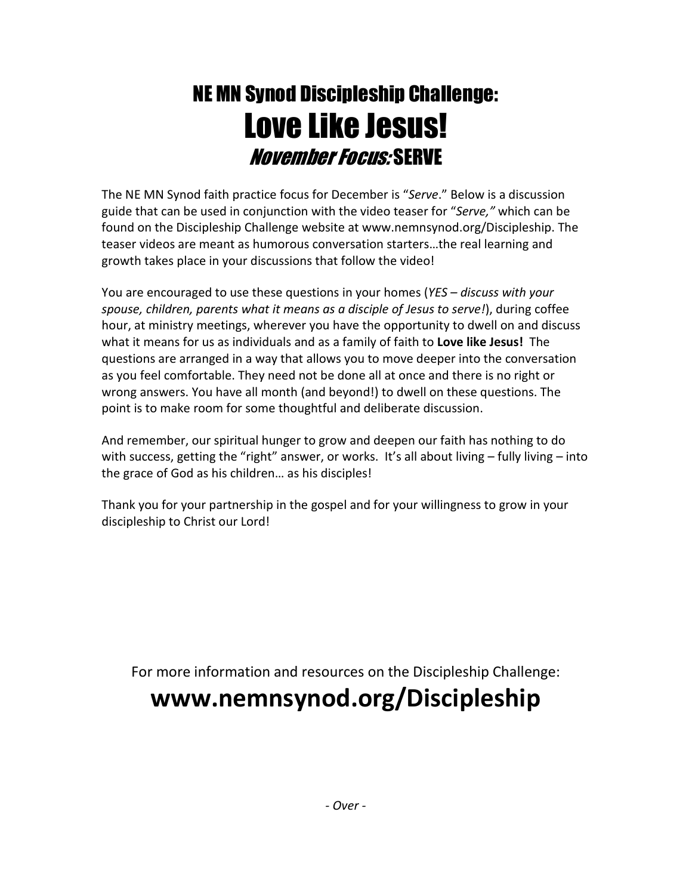# NE MN Synod Discipleship Challenge:
# Love Like Jesus!
## *November Focus:* SERVE

The NE MN Synod faith practice focus for December is "*Serve*." Below is a discussion guide that can be used in conjunction with the video teaser for "*Serve,"* which can be found on the Discipleship Challenge website at www.nemnsynod.org/Discipleship. The teaser videos are meant as humorous conversation starters…the real learning and growth takes place in your discussions that follow the video!

You are encouraged to use these questions in your homes (*YES – discuss with your spouse, children, parents what it means as a disciple of Jesus to serve!*), during coffee hour, at ministry meetings, wherever you have the opportunity to dwell on and discuss what it means for us as individuals and as a family of faith to **Love like Jesus!** The questions are arranged in a way that allows you to move deeper into the conversation as you feel comfortable. They need not be done all at once and there is no right or wrong answers. You have all month (and beyond!) to dwell on these questions. The point is to make room for some thoughtful and deliberate discussion.

And remember, our spiritual hunger to grow and deepen our faith has nothing to do with success, getting the "right" answer, or works. It's all about living – fully living – into the grace of God as his children… as his disciples!

Thank you for your partnership in the gospel and for your willingness to grow in your discipleship to Christ our Lord!

For more information and resources on the Discipleship Challenge:

**www.nemnsynod.org/Discipleship**

*- Over -*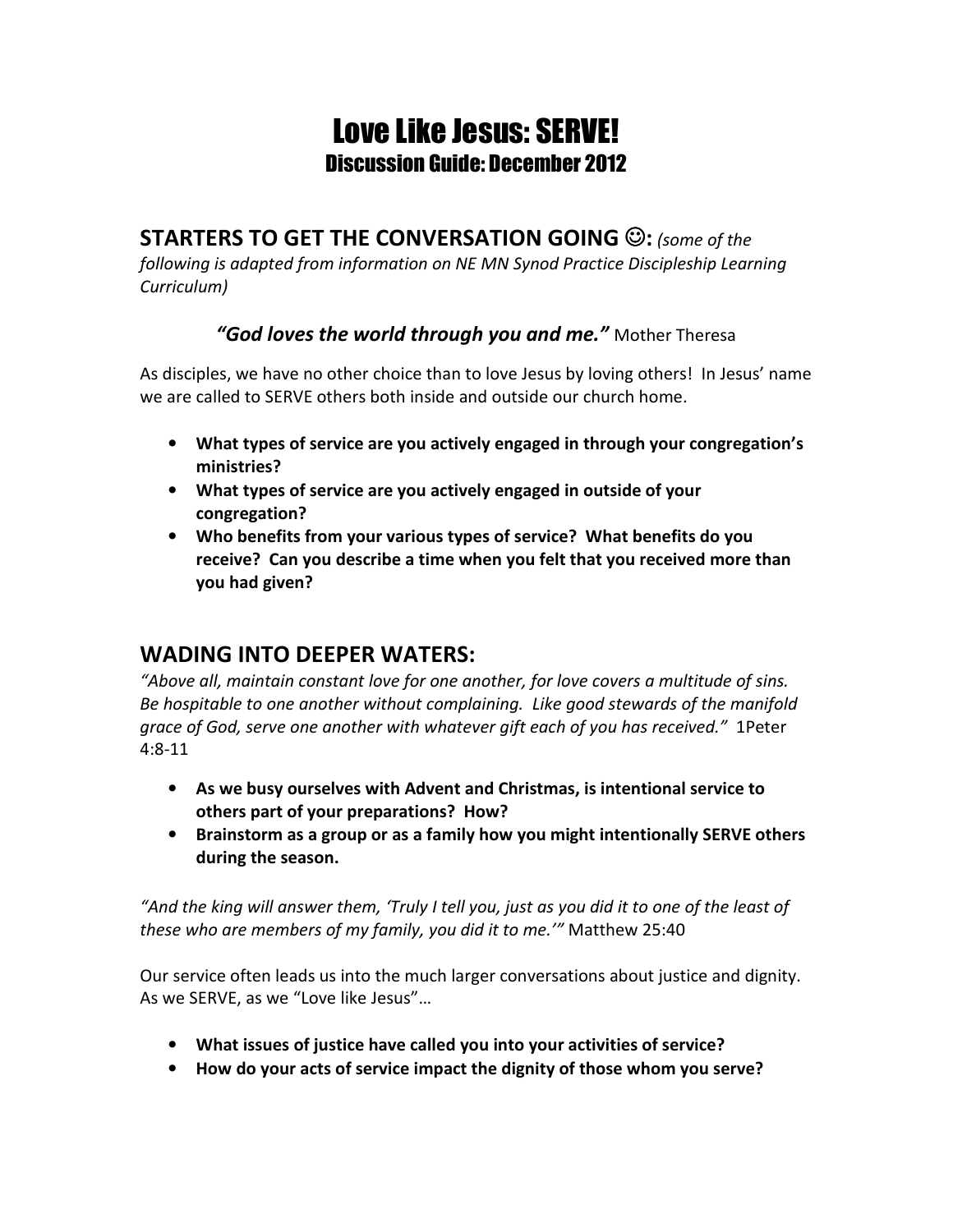# Love Like Jesus: SERVE!

## Discussion Guide: December 2012

## STARTERS TO GET THE CONVERSATION GOING ☺: *(some of the following is adapted from information on NE MN Synod Practice Discipleship Learning Curriculum)*

***"God loves the world through you and me."*** Mother Theresa

As disciples, we have no other choice than to love Jesus by loving others! In Jesus' name we are called to SERVE others both inside and outside our church home.

- **What types of service are you actively engaged in through your congregation's ministries?**
- **What types of service are you actively engaged in outside of your congregation?**
- **Who benefits from your various types of service? What benefits do you receive? Can you describe a time when you felt that you received more than you had given?**

## WADING INTO DEEPER WATERS:

*"Above all, maintain constant love for one another, for love covers a multitude of sins. Be hospitable to one another without complaining. Like good stewards of the manifold grace of God, serve one another with whatever gift each of you has received."* 1Peter 4:8-11

- **As we busy ourselves with Advent and Christmas, is intentional service to others part of your preparations? How?**
- **Brainstorm as a group or as a family how you might intentionally SERVE others during the season.**

*"And the king will answer them, 'Truly I tell you, just as you did it to one of the least of these who are members of my family, you did it to me.'"* Matthew 25:40

Our service often leads us into the much larger conversations about justice and dignity. As we SERVE, as we "Love like Jesus"…

- **What issues of justice have called you into your activities of service?**
- **How do your acts of service impact the dignity of those whom you serve?**